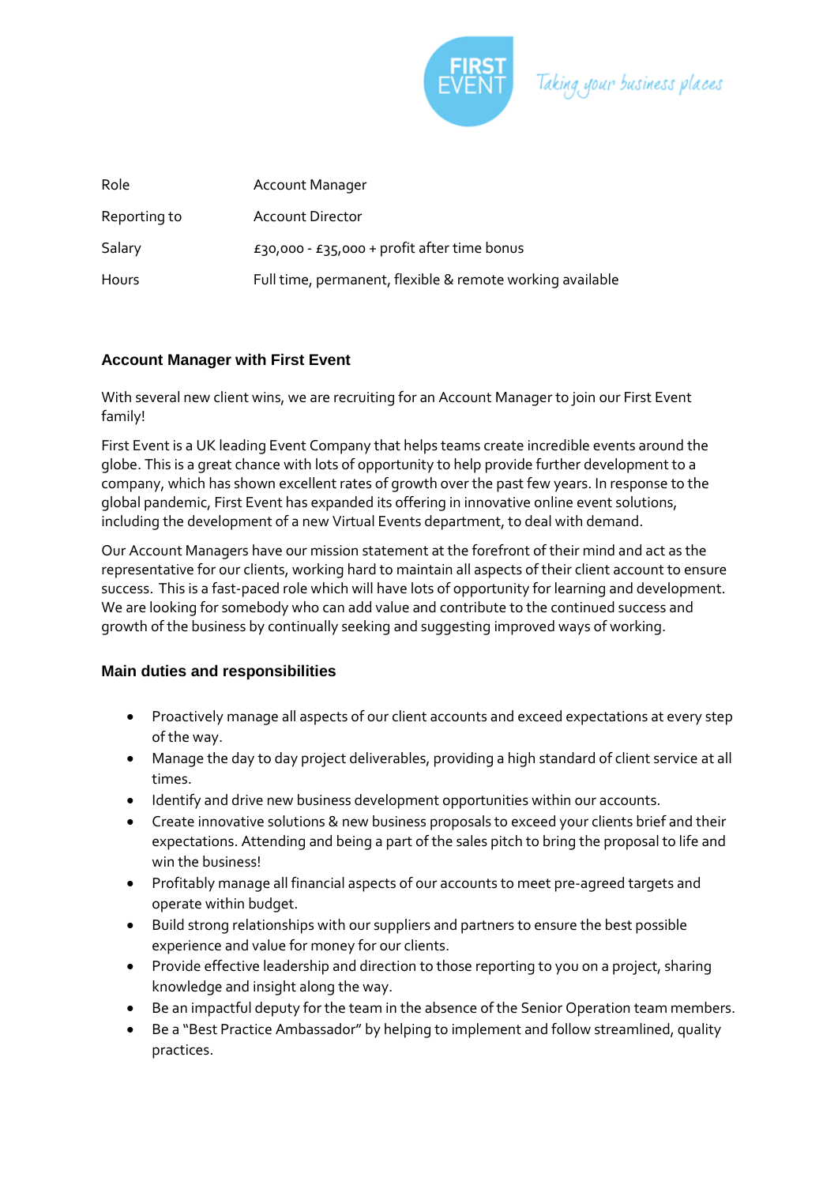FIRST EVENT — Taking your business places

| Role | Account Manager |
|---|---|
| Reporting to | Account Director |
| Salary | £30,000 - £35,000 + profit after time bonus |
| Hours | Full time, permanent, flexible & remote working available |

### Account Manager with First Event

With several new client wins, we are recruiting for an Account Manager to join our First Event family!

First Event is a UK leading Event Company that helps teams create incredible events around the globe. This is a great chance with lots of opportunity to help provide further development to a company, which has shown excellent rates of growth over the past few years. In response to the global pandemic, First Event has expanded its offering in innovative online event solutions, including the development of a new Virtual Events department, to deal with demand.

Our Account Managers have our mission statement at the forefront of their mind and act as the representative for our clients, working hard to maintain all aspects of their client account to ensure success. This is a fast-paced role which will have lots of opportunity for learning and development. We are looking for somebody who can add value and contribute to the continued success and growth of the business by continually seeking and suggesting improved ways of working.

### Main duties and responsibilities

- Proactively manage all aspects of our client accounts and exceed expectations at every step of the way.
- Manage the day to day project deliverables, providing a high standard of client service at all times.
- Identify and drive new business development opportunities within our accounts.
- Create innovative solutions & new business proposals to exceed your clients brief and their expectations. Attending and being a part of the sales pitch to bring the proposal to life and win the business!
- Profitably manage all financial aspects of our accounts to meet pre-agreed targets and operate within budget.
- Build strong relationships with our suppliers and partners to ensure the best possible experience and value for money for our clients.
- Provide effective leadership and direction to those reporting to you on a project, sharing knowledge and insight along the way.
- Be an impactful deputy for the team in the absence of the Senior Operation team members.
- Be a "Best Practice Ambassador" by helping to implement and follow streamlined, quality practices.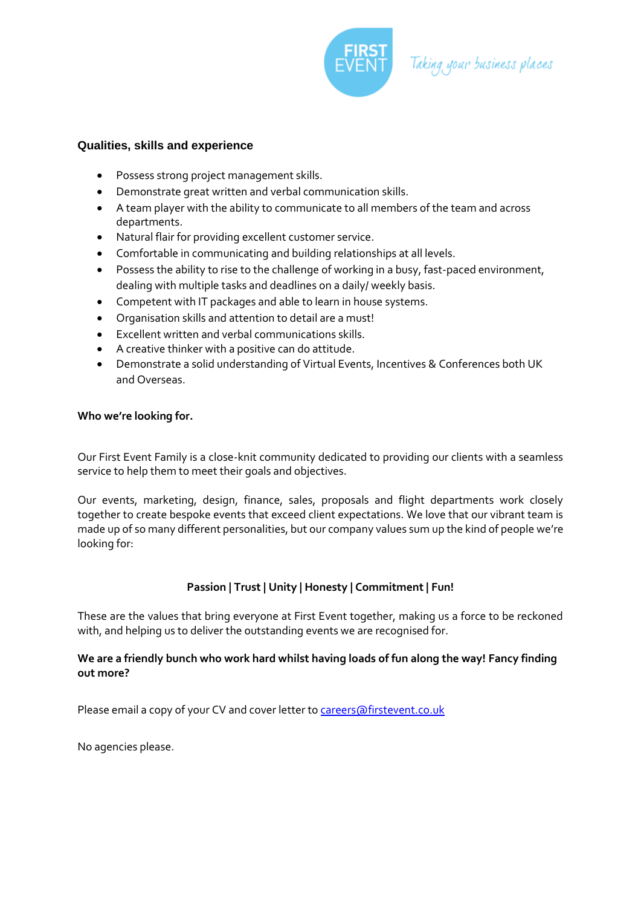## Qualities, skills and experience

- Possess strong project management skills.
- Demonstrate great written and verbal communication skills.
- A team player with the ability to communicate to all members of the team and across departments.
- Natural flair for providing excellent customer service.
- Comfortable in communicating and building relationships at all levels.
- Possess the ability to rise to the challenge of working in a busy, fast-paced environment, dealing with multiple tasks and deadlines on a daily/ weekly basis.
- Competent with IT packages and able to learn in house systems.
- Organisation skills and attention to detail are a must!
- Excellent written and verbal communications skills.
- A creative thinker with a positive can do attitude.
- Demonstrate a solid understanding of Virtual Events, Incentives & Conferences both UK and Overseas.

**Who we're looking for.**

Our First Event Family is a close-knit community dedicated to providing our clients with a seamless service to help them to meet their goals and objectives.

Our events, marketing, design, finance, sales, proposals and flight departments work closely together to create bespoke events that exceed client expectations. We love that our vibrant team is made up of so many different personalities, but our company values sum up the kind of people we're looking for:

**Passion | Trust | Unity | Honesty | Commitment | Fun!**

These are the values that bring everyone at First Event together, making us a force to be reckoned with, and helping us to deliver the outstanding events we are recognised for.

**We are a friendly bunch who work hard whilst having loads of fun along the way! Fancy finding out more?**

Please email a copy of your CV and cover letter to careers@firstevent.co.uk

No agencies please.